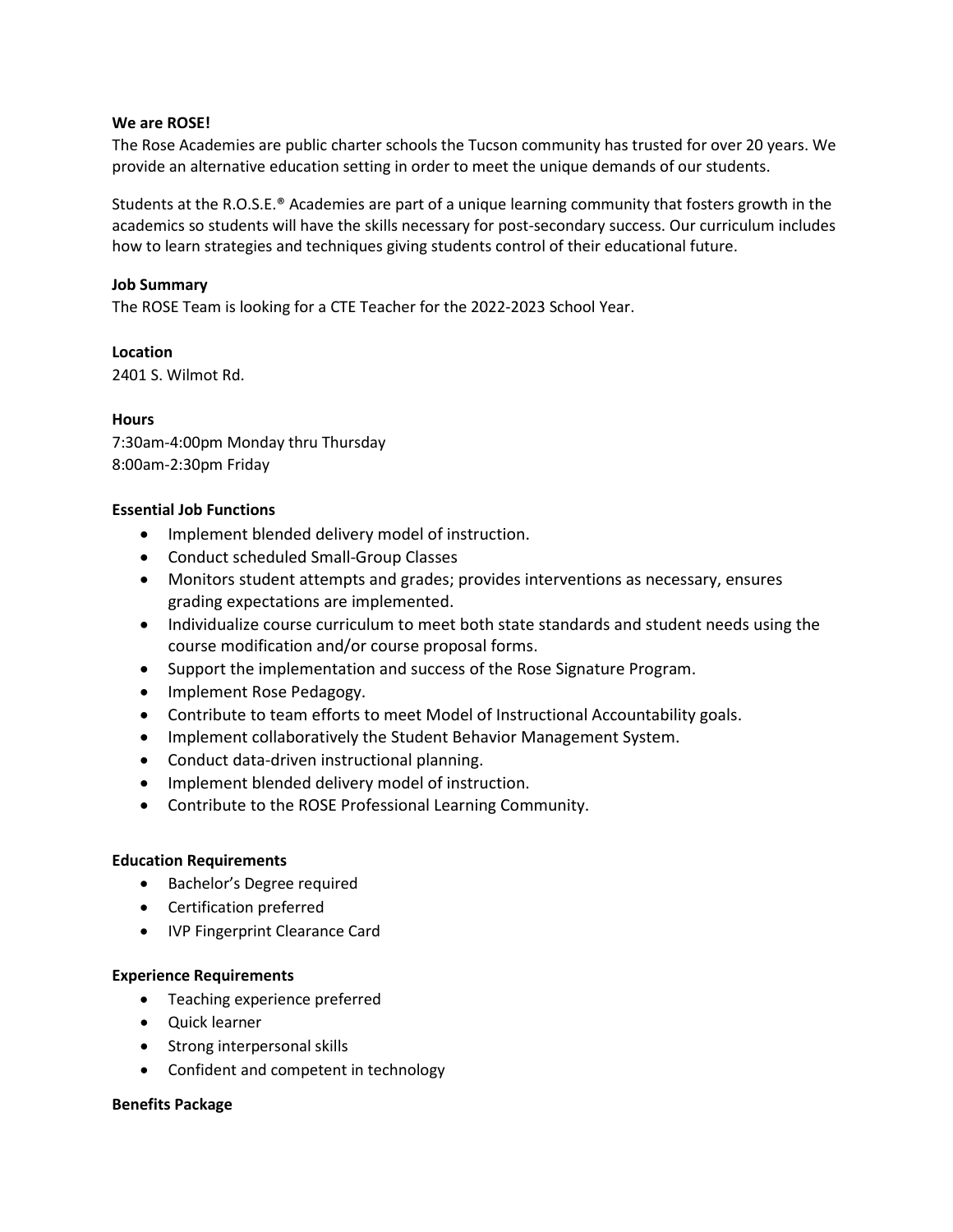**We are ROSE!**

The Rose Academies are public charter schools the Tucson community has trusted for over 20 years. We provide an alternative education setting in order to meet the unique demands of our students.

Students at the R.O.S.E.® Academies are part of a unique learning community that fosters growth in the academics so students will have the skills necessary for post-secondary success. Our curriculum includes how to learn strategies and techniques giving students control of their educational future.

**Job Summary**

The ROSE Team is looking for a CTE Teacher for the 2022-2023 School Year.

**Location**

2401 S. Wilmot Rd.

**Hours**

7:30am-4:00pm Monday thru Thursday
8:00am-2:30pm Friday

**Essential Job Functions**

- Implement blended delivery model of instruction.
- Conduct scheduled Small-Group Classes
- Monitors student attempts and grades; provides interventions as necessary, ensures grading expectations are implemented.
- Individualize course curriculum to meet both state standards and student needs using the course modification and/or course proposal forms.
- Support the implementation and success of the Rose Signature Program.
- Implement Rose Pedagogy.
- Contribute to team efforts to meet Model of Instructional Accountability goals.
- Implement collaboratively the Student Behavior Management System.
- Conduct data-driven instructional planning.
- Implement blended delivery model of instruction.
- Contribute to the ROSE Professional Learning Community.

**Education Requirements**

- Bachelor's Degree required
- Certification preferred
- IVP Fingerprint Clearance Card

**Experience Requirements**

- Teaching experience preferred
- Quick learner
- Strong interpersonal skills
- Confident and competent in technology

**Benefits Package**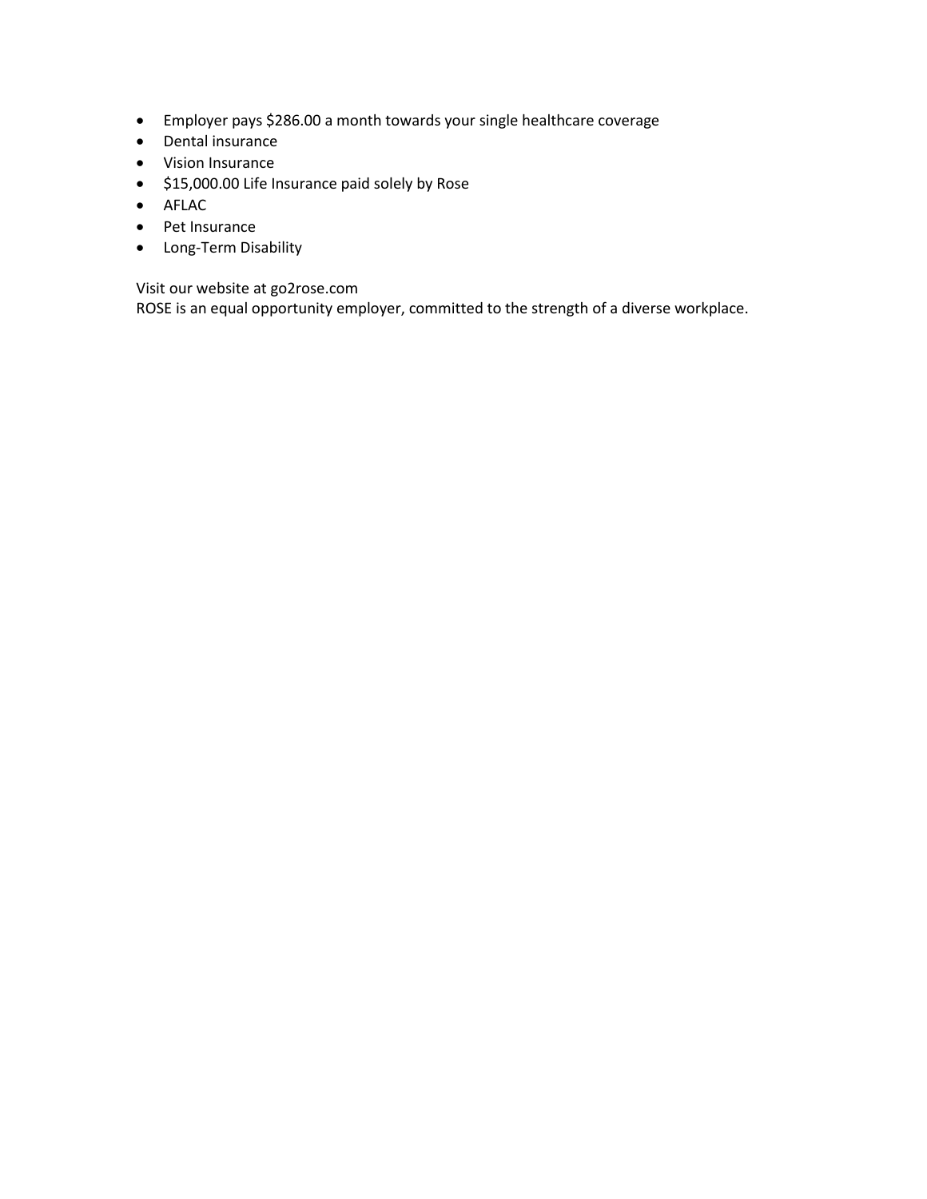- Employer pays $286.00 a month towards your single healthcare coverage
- Dental insurance
- Vision Insurance
- $15,000.00 Life Insurance paid solely by Rose
- AFLAC
- Pet Insurance
- Long-Term Disability

Visit our website at go2rose.com
ROSE is an equal opportunity employer, committed to the strength of a diverse workplace.